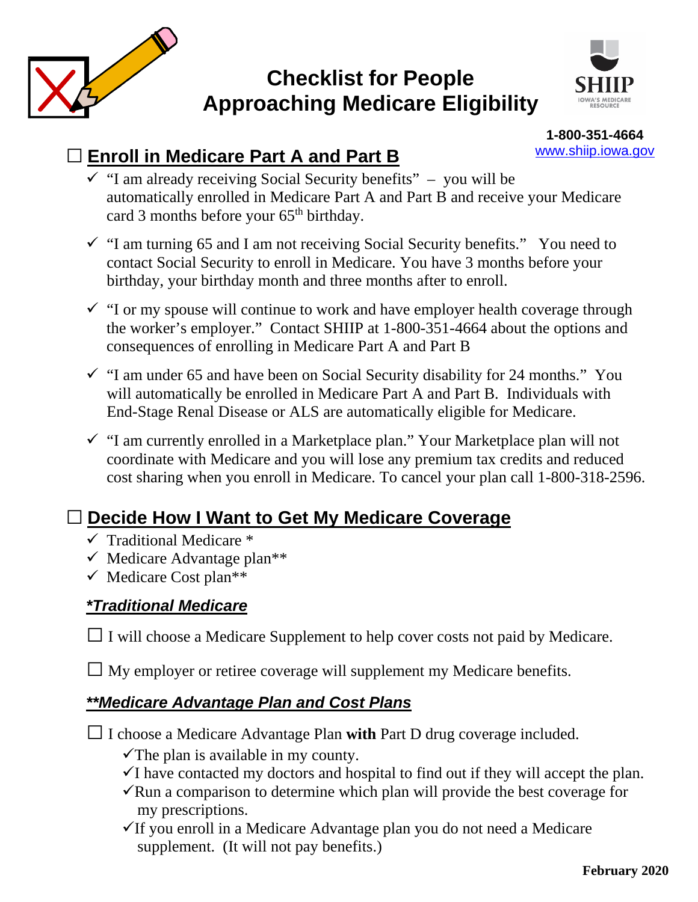# Checklist for People Approaching Medicare Eligibility

**1-800-351-4664**
www.shiip.iowa.gov

## ☐ Enroll in Medicare Part A and Part B

- ✓ "I am already receiving Social Security benefits" – you will be automatically enrolled in Medicare Part A and Part B and receive your Medicare card 3 months before your 65th birthday.
- ✓ "I am turning 65 and I am not receiving Social Security benefits." You need to contact Social Security to enroll in Medicare. You have 3 months before your birthday, your birthday month and three months after to enroll.
- ✓ "I or my spouse will continue to work and have employer health coverage through the worker's employer." Contact SHIIP at 1-800-351-4664 about the options and consequences of enrolling in Medicare Part A and Part B
- ✓ "I am under 65 and have been on Social Security disability for 24 months." You will automatically be enrolled in Medicare Part A and Part B. Individuals with End-Stage Renal Disease or ALS are automatically eligible for Medicare.
- ✓ "I am currently enrolled in a Marketplace plan." Your Marketplace plan will not coordinate with Medicare and you will lose any premium tax credits and reduced cost sharing when you enroll in Medicare. To cancel your plan call 1-800-318-2596.

## ☐ Decide How I Want to Get My Medicare Coverage

- ✓ Traditional Medicare *
- ✓ Medicare Advantage plan**
- ✓ Medicare Cost plan**

### *Traditional Medicare

☐ I will choose a Medicare Supplement to help cover costs not paid by Medicare.

☐ My employer or retiree coverage will supplement my Medicare benefits.

### **Medicare Advantage Plan and Cost Plans

☐ I choose a Medicare Advantage Plan **with** Part D drug coverage included.

- ✓The plan is available in my county.
- ✓I have contacted my doctors and hospital to find out if they will accept the plan.
- ✓Run a comparison to determine which plan will provide the best coverage for my prescriptions.
- ✓If you enroll in a Medicare Advantage plan you do not need a Medicare supplement. (It will not pay benefits.)

**February 2020**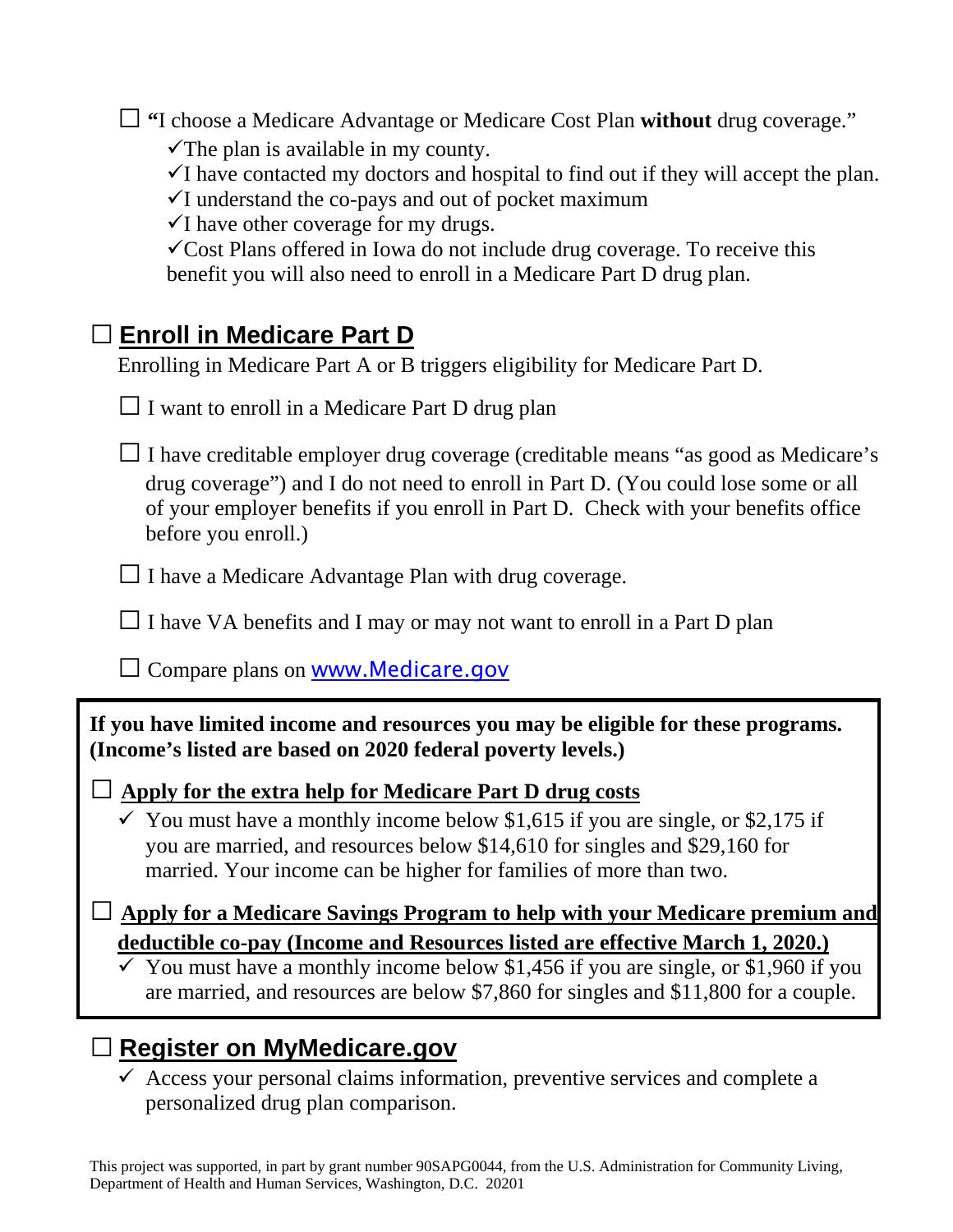☐ **"**I choose a Medicare Advantage or Medicare Cost Plan **without** drug coverage."

- ✓The plan is available in my county.
- ✓I have contacted my doctors and hospital to find out if they will accept the plan.
- ✓I understand the co-pays and out of pocket maximum
- ✓I have other coverage for my drugs.
- ✓Cost Plans offered in Iowa do not include drug coverage. To receive this benefit you will also need to enroll in a Medicare Part D drug plan.

## ☐ Enroll in Medicare Part D

Enrolling in Medicare Part A or B triggers eligibility for Medicare Part D.

☐ I want to enroll in a Medicare Part D drug plan

☐ I have creditable employer drug coverage (creditable means "as good as Medicare's drug coverage") and I do not need to enroll in Part D. (You could lose some or all of your employer benefits if you enroll in Part D. Check with your benefits office before you enroll.)

☐ I have a Medicare Advantage Plan with drug coverage.

☐ I have VA benefits and I may or may not want to enroll in a Part D plan

☐ Compare plans on www.Medicare.gov

**If you have limited income and resources you may be eligible for these programs. (Income's listed are based on 2020 federal poverty levels.)**

☐ **Apply for the extra help for Medicare Part D drug costs**

- ✓ You must have a monthly income below $1,615 if you are single, or $2,175 if you are married, and resources below $14,610 for singles and $29,160 for married. Your income can be higher for families of more than two.

☐ **Apply for a Medicare Savings Program to help with your Medicare premium and deductible co-pay (Income and Resources listed are effective March 1, 2020.)**

- ✓ You must have a monthly income below $1,456 if you are single, or $1,960 if you are married, and resources are below $7,860 for singles and $11,800 for a couple.

## ☐ Register on MyMedicare.gov

- ✓ Access your personal claims information, preventive services and complete a personalized drug plan comparison.

This project was supported, in part by grant number 90SAPG0044, from the U.S. Administration for Community Living, Department of Health and Human Services, Washington, D.C. 20201